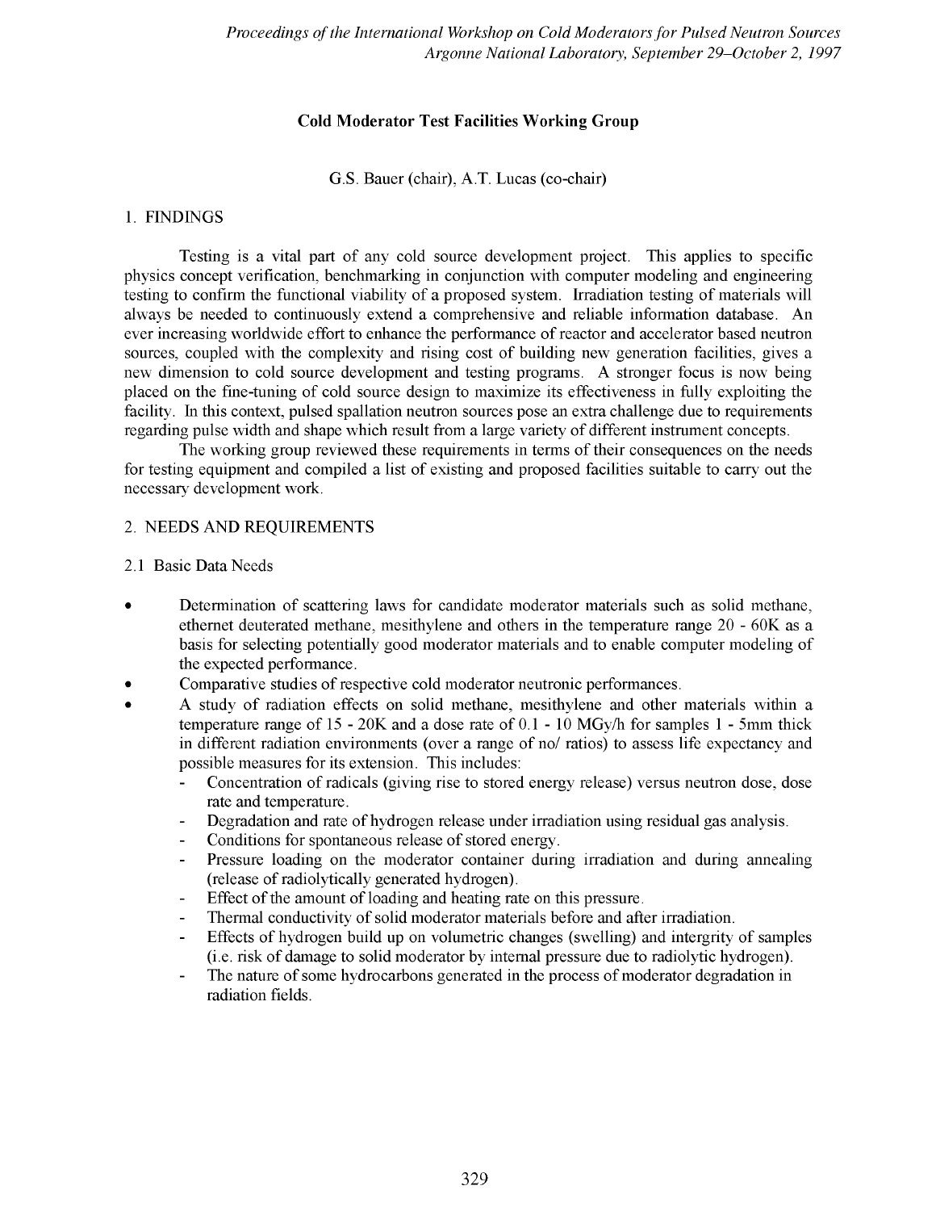# Cold Moderator Test Facilities Working Group

G.S. Bauer (chair), A.T. Lucas (co-chair)

## 1. FINDINGS

Testing is a vital part of any cold source development project. This applies to specific physics concept verification, benchmarking in conjunction with computer modeling and engineering testing to confirm the functional viability of a proposed system. Irradiation testing of materials will always be needed to continuously extend a comprehensive and reliable information database. An ever increasing worldwide effort to enhance the performance of reactor and accelerator based neutron sources, coupled with the complexity and rising cost of building new generation facilities, gives a new dimension to cold source development and testing programs. A stronger focus is now being placed on the fine-tuning of cold source design to maximize its effectiveness in fully exploiting the facility. In this context, pulsed spallation neutron sources pose an extra challenge due to requirements regarding pulse width and shape which result from a large variety of different instrument concepts.

The working group reviewed these requirements in terms of their consequences on the needs for testing equipment and compiled a list of existing and proposed facilities suitable to carry out the necessary development work.

## 2. NEEDS AND REQUIREMENTS

### 2.1 Basic Data Needs

- Determination of scattering laws for candidate moderator materials such as solid methane, ethernet deuterated methane, mesithylene and others in the temperature range 20 - 60K as a basis for selecting potentially good moderator materials and to enable computer modeling of the expected performance.
- Comparative studies of respective cold moderator neutronic performances.
- A study of radiation effects on solid methane, mesithylene and other materials within a temperature range of 15 - 20K and a dose rate of 0.1 - 10 MGy/h for samples 1 - 5mm thick in different radiation environments (over a range of no/ ratios) to assess life expectancy and possible measures for its extension. This includes:
  - Concentration of radicals (giving rise to stored energy release) versus neutron dose, dose rate and temperature.
  - Degradation and rate of hydrogen release under irradiation using residual gas analysis.
  - Conditions for spontaneous release of stored energy.
  - Pressure loading on the moderator container during irradiation and during annealing (release of radiolytically generated hydrogen).
  - Effect of the amount of loading and heating rate on this pressure.
  - Thermal conductivity of solid moderator materials before and after irradiation.
  - Effects of hydrogen build up on volumetric changes (swelling) and intergrity of samples (i.e. risk of damage to solid moderator by internal pressure due to radiolytic hydrogen).
  - The nature of some hydrocarbons generated in the process of moderator degradation in radiation fields.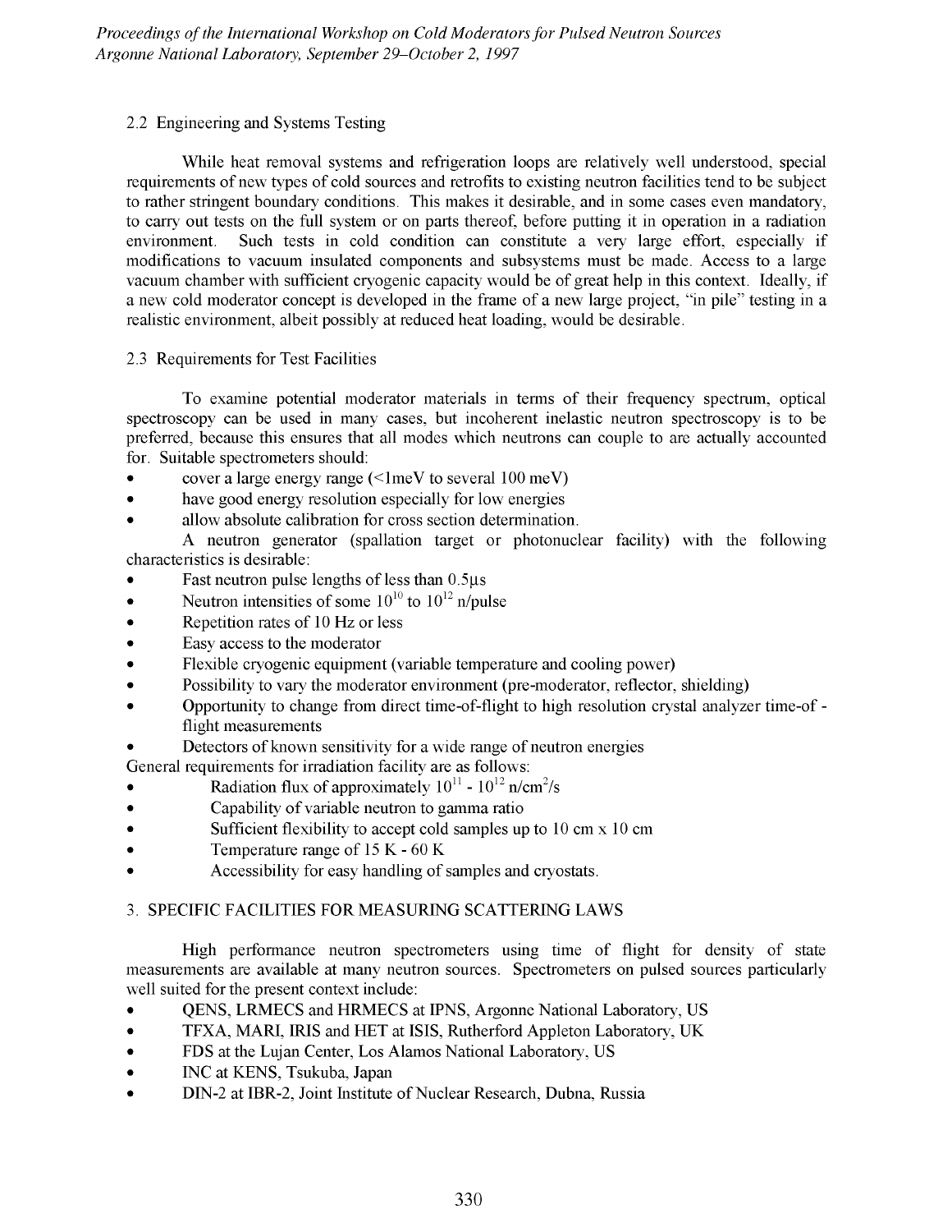### 2.2 Engineering and Systems Testing

While heat removal systems and refrigeration loops are relatively well understood, special requirements of new types of cold sources and retrofits to existing neutron facilities tend to be subject to rather stringent boundary conditions. This makes it desirable, and in some cases even mandatory, to carry out tests on the full system or on parts thereof, before putting it in operation in a radiation environment. Such tests in cold condition can constitute a very large effort, especially if modifications to vacuum insulated components and subsystems must be made. Access to a large vacuum chamber with sufficient cryogenic capacity would be of great help in this context. Ideally, if a new cold moderator concept is developed in the frame of a new large project, "in pile" testing in a realistic environment, albeit possibly at reduced heat loading, would be desirable.

### 2.3 Requirements for Test Facilities

To examine potential moderator materials in terms of their frequency spectrum, optical spectroscopy can be used in many cases, but incoherent inelastic neutron spectroscopy is to be preferred, because this ensures that all modes which neutrons can couple to are actually accounted for. Suitable spectrometers should:

- cover a large energy range (<1meV to several 100 meV)
- have good energy resolution especially for low energies
- allow absolute calibration for cross section determination.

A neutron generator (spallation target or photonuclear facility) with the following characteristics is desirable:

- Fast neutron pulse lengths of less than 0.5µs
- Neutron intensities of some $10^{10}$ to $10^{12}$ n/pulse
- Repetition rates of 10 Hz or less
- Easy access to the moderator
- Flexible cryogenic equipment (variable temperature and cooling power)
- Possibility to vary the moderator environment (pre-moderator, reflector, shielding)
- Opportunity to change from direct time-of-flight to high resolution crystal analyzer time-of-flight measurements
- Detectors of known sensitivity for a wide range of neutron energies

General requirements for irradiation facility are as follows:

- Radiation flux of approximately $10^{11}$ - $10^{12}$ n/cm$^2$/s
- Capability of variable neutron to gamma ratio
- Sufficient flexibility to accept cold samples up to 10 cm x 10 cm
- Temperature range of 15 K - 60 K
- Accessibility for easy handling of samples and cryostats.

## 3. SPECIFIC FACILITIES FOR MEASURING SCATTERING LAWS

High performance neutron spectrometers using time of flight for density of state measurements are available at many neutron sources. Spectrometers on pulsed sources particularly well suited for the present context include:

- QENS, LRMECS and HRMECS at IPNS, Argonne National Laboratory, US
- TFXA, MARI, IRIS and HET at ISIS, Rutherford Appleton Laboratory, UK
- FDS at the Lujan Center, Los Alamos National Laboratory, US
- INC at KENS, Tsukuba, Japan
- DIN-2 at IBR-2, Joint Institute of Nuclear Research, Dubna, Russia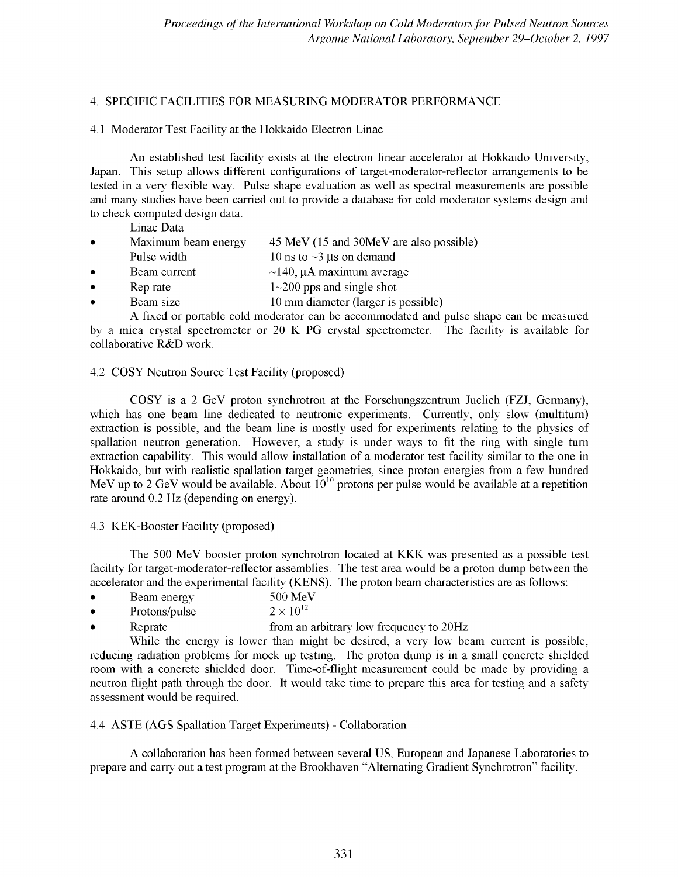## 4. SPECIFIC FACILITIES FOR MEASURING MODERATOR PERFORMANCE

### 4.1 Moderator Test Facility at the Hokkaido Electron Linac

An established test facility exists at the electron linear accelerator at Hokkaido University, Japan. This setup allows different configurations of target-moderator-reflector arrangements to be tested in a very flexible way. Pulse shape evaluation as well as spectral measurements are possible and many studies have been carried out to provide a database for cold moderator systems design and to check computed design data.

Linac Data

- Maximum beam energy 45 MeV (15 and 30MeV are also possible)
  Pulse width 10 ns to ~3 μs on demand
- Beam current ~140, μA maximum average
- Rep rate 1~200 pps and single shot
- Beam size 10 mm diameter (larger is possible)

A fixed or portable cold moderator can be accommodated and pulse shape can be measured by a mica crystal spectrometer or 20 K PG crystal spectrometer. The facility is available for collaborative R&D work.

### 4.2 COSY Neutron Source Test Facility (proposed)

COSY is a 2 GeV proton synchrotron at the Forschungszentrum Juelich (FZJ, Germany), which has one beam line dedicated to neutronic experiments. Currently, only slow (multiturn) extraction is possible, and the beam line is mostly used for experiments relating to the physics of spallation neutron generation. However, a study is under ways to fit the ring with single turn extraction capability. This would allow installation of a moderator test facility similar to the one in Hokkaido, but with realistic spallation target geometries, since proton energies from a few hundred MeV up to 2 GeV would be available. About $10^{10}$ protons per pulse would be available at a repetition rate around 0.2 Hz (depending on energy).

### 4.3 KEK-Booster Facility (proposed)

The 500 MeV booster proton synchrotron located at KKK was presented as a possible test facility for target-moderator-reflector assemblies. The test area would be a proton dump between the accelerator and the experimental facility (KENS). The proton beam characteristics are as follows:

- Beam energy 500 MeV
- Protons/pulse $2 \times 10^{12}$
- Reprate from an arbitrary low frequency to 20Hz

While the energy is lower than might be desired, a very low beam current is possible, reducing radiation problems for mock up testing. The proton dump is in a small concrete shielded room with a concrete shielded door. Time-of-flight measurement could be made by providing a neutron flight path through the door. It would take time to prepare this area for testing and a safety assessment would be required.

### 4.4 ASTE (AGS Spallation Target Experiments) - Collaboration

A collaboration has been formed between several US, European and Japanese Laboratories to prepare and carry out a test program at the Brookhaven "Alternating Gradient Synchrotron" facility.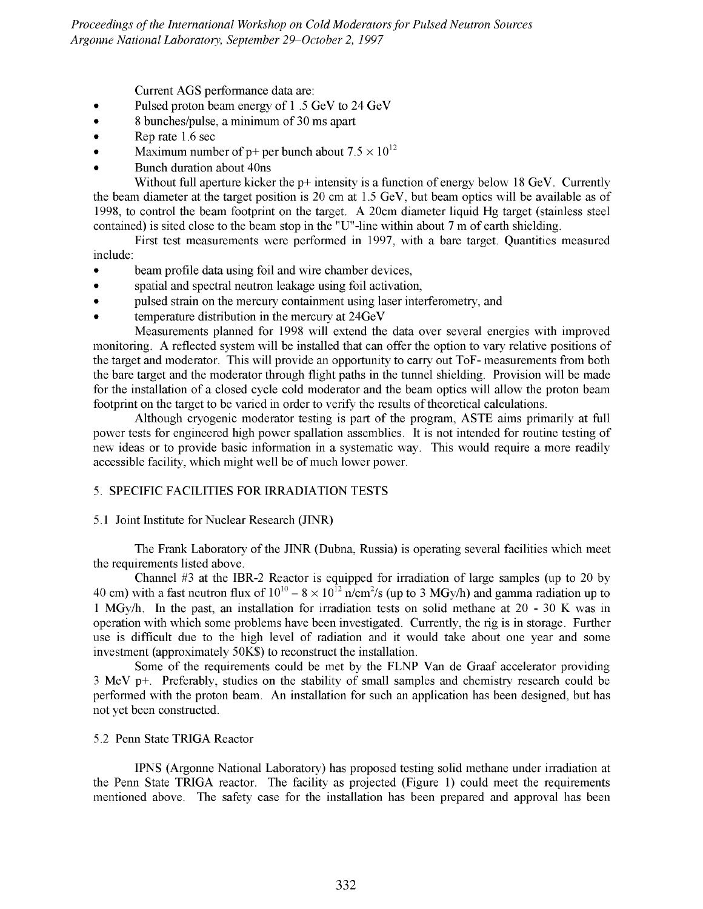Current AGS performance data are:

- Pulsed proton beam energy of 1 .5 GeV to 24 GeV
- 8 bunches/pulse, a minimum of 30 ms apart
- Rep rate 1.6 sec
- Maximum number of p+ per bunch about $7.5 \times 10^{12}$
- Bunch duration about 40ns

Without full aperture kicker the p+ intensity is a function of energy below 18 GeV. Currently the beam diameter at the target position is 20 cm at 1.5 GeV, but beam optics will be available as of 1998, to control the beam footprint on the target. A 20cm diameter liquid Hg target (stainless steel contained) is sited close to the beam stop in the "U"-line within about 7 m of earth shielding.

First test measurements were performed in 1997, with a bare target. Quantities measured include:

- beam profile data using foil and wire chamber devices,
- spatial and spectral neutron leakage using foil activation,
- pulsed strain on the mercury containment using laser interferometry, and
- temperature distribution in the mercury at 24GeV

Measurements planned for 1998 will extend the data over several energies with improved monitoring. A reflected system will be installed that can offer the option to vary relative positions of the target and moderator. This will provide an opportunity to carry out ToF- measurements from both the bare target and the moderator through flight paths in the tunnel shielding. Provision will be made for the installation of a closed cycle cold moderator and the beam optics will allow the proton beam footprint on the target to be varied in order to verify the results of theoretical calculations.

Although cryogenic moderator testing is part of the program, ASTE aims primarily at full power tests for engineered high power spallation assemblies. It is not intended for routine testing of new ideas or to provide basic information in a systematic way. This would require a more readily accessible facility, which might well be of much lower power.

## 5. SPECIFIC FACILITIES FOR IRRADIATION TESTS

### 5.1 Joint Institute for Nuclear Research (JINR)

The Frank Laboratory of the JINR (Dubna, Russia) is operating several facilities which meet the requirements listed above.

Channel #3 at the IBR-2 Reactor is equipped for irradiation of large samples (up to 20 by 40 cm) with a fast neutron flux of $10^{10} - 8 \times 10^{12}$ n/cm$^2$/s (up to 3 MGy/h) and gamma radiation up to 1 MGy/h. In the past, an installation for irradiation tests on solid methane at 20 - 30 K was in operation with which some problems have been investigated. Currently, the rig is in storage. Further use is difficult due to the high level of radiation and it would take about one year and some investment (approximately 50K$) to reconstruct the installation.

Some of the requirements could be met by the FLNP Van de Graaf accelerator providing 3 MeV p+. Preferably, studies on the stability of small samples and chemistry research could be performed with the proton beam. An installation for such an application has been designed, but has not yet been constructed.

### 5.2 Penn State TRIGA Reactor

IPNS (Argonne National Laboratory) has proposed testing solid methane under irradiation at the Penn State TRIGA reactor. The facility as projected (Figure 1) could meet the requirements mentioned above. The safety case for the installation has been prepared and approval has been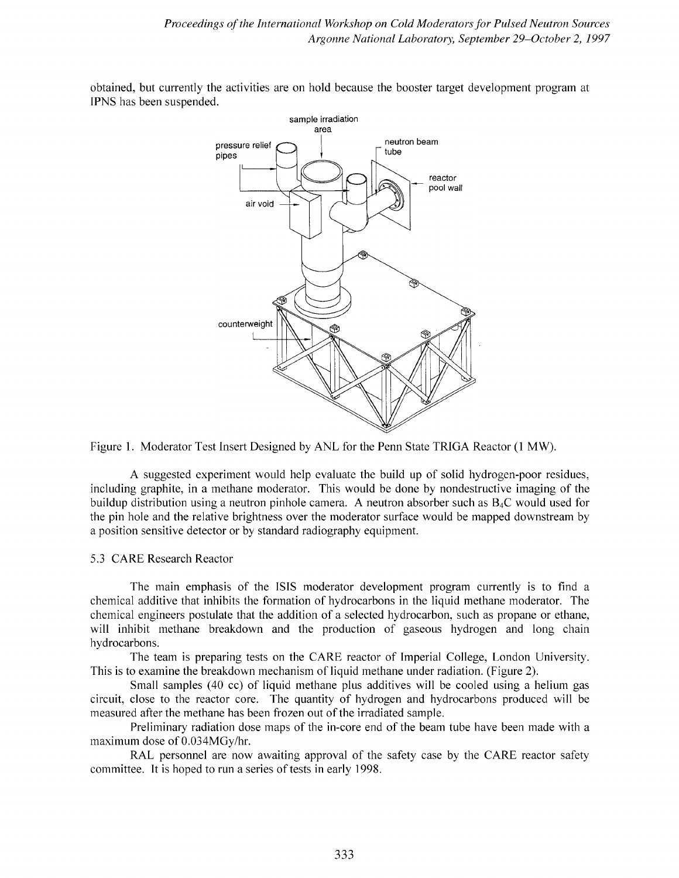obtained, but currently the activities are on hold because the booster target development program at IPNS has been suspended.

Figure 1. Moderator Test Insert Designed by ANL for the Penn State TRIGA Reactor (1 MW).

A suggested experiment would help evaluate the build up of solid hydrogen-poor residues, including graphite, in a methane moderator. This would be done by nondestructive imaging of the buildup distribution using a neutron pinhole camera. A neutron absorber such as $B_4C$ would used for the pin hole and the relative brightness over the moderator surface would be mapped downstream by a position sensitive detector or by standard radiography equipment.

## 5.3 CARE Research Reactor

The main emphasis of the ISIS moderator development program currently is to find a chemical additive that inhibits the formation of hydrocarbons in the liquid methane moderator. The chemical engineers postulate that the addition of a selected hydrocarbon, such as propane or ethane, will inhibit methane breakdown and the production of gaseous hydrogen and long chain hydrocarbons.

The team is preparing tests on the CARE reactor of Imperial College, London University. This is to examine the breakdown mechanism of liquid methane under radiation. (Figure 2).

Small samples (40 cc) of liquid methane plus additives will be cooled using a helium gas circuit, close to the reactor core. The quantity of hydrogen and hydrocarbons produced will be measured after the methane has been frozen out of the irradiated sample.

Preliminary radiation dose maps of the in-core end of the beam tube have been made with a maximum dose of 0.034MGy/hr.

RAL personnel are now awaiting approval of the safety case by the CARE reactor safety committee. It is hoped to run a series of tests in early 1998.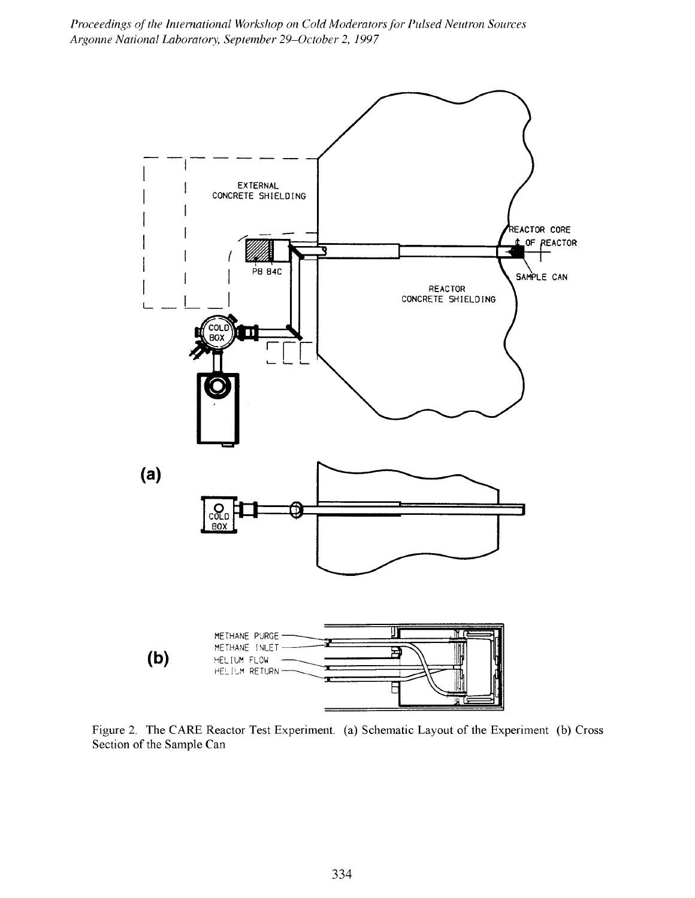Figure 2. The CARE Reactor Test Experiment. (a) Schematic Layout of the Experiment (b) Cross Section of the Sample Can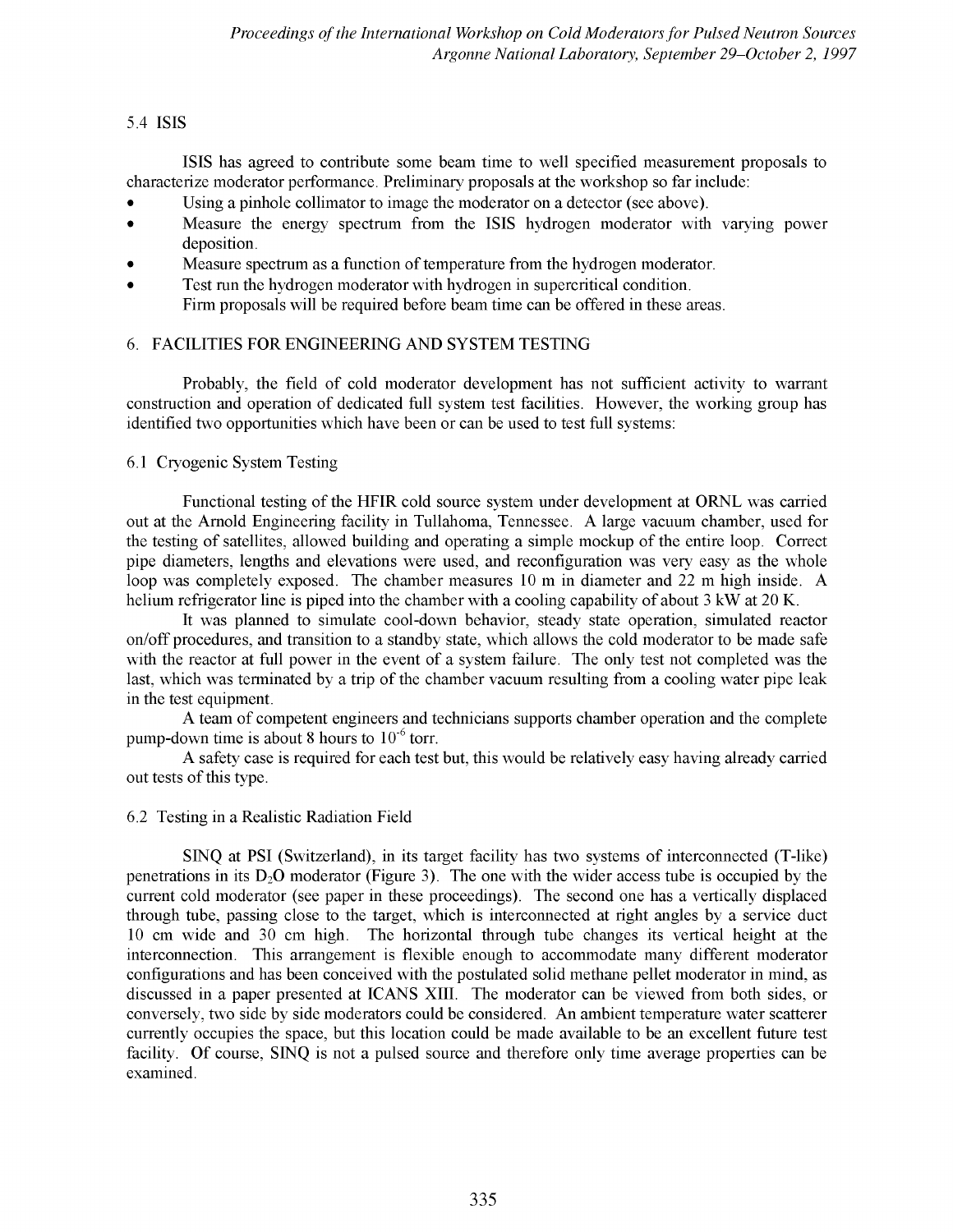### 5.4 ISIS

ISIS has agreed to contribute some beam time to well specified measurement proposals to characterize moderator performance. Preliminary proposals at the workshop so far include:

- Using a pinhole collimator to image the moderator on a detector (see above).
- Measure the energy spectrum from the ISIS hydrogen moderator with varying power deposition.
- Measure spectrum as a function of temperature from the hydrogen moderator.
- Test run the hydrogen moderator with hydrogen in supercritical condition.

Firm proposals will be required before beam time can be offered in these areas.

## 6. FACILITIES FOR ENGINEERING AND SYSTEM TESTING

Probably, the field of cold moderator development has not sufficient activity to warrant construction and operation of dedicated full system test facilities. However, the working group has identified two opportunities which have been or can be used to test full systems:

### 6.1 Cryogenic System Testing

Functional testing of the HFIR cold source system under development at ORNL was carried out at the Arnold Engineering facility in Tullahoma, Tennessee. A large vacuum chamber, used for the testing of satellites, allowed building and operating a simple mockup of the entire loop. Correct pipe diameters, lengths and elevations were used, and reconfiguration was very easy as the whole loop was completely exposed. The chamber measures 10 m in diameter and 22 m high inside. A helium refrigerator line is piped into the chamber with a cooling capability of about 3 kW at 20 K.

It was planned to simulate cool-down behavior, steady state operation, simulated reactor on/off procedures, and transition to a standby state, which allows the cold moderator to be made safe with the reactor at full power in the event of a system failure. The only test not completed was the last, which was terminated by a trip of the chamber vacuum resulting from a cooling water pipe leak in the test equipment.

A team of competent engineers and technicians supports chamber operation and the complete pump-down time is about 8 hours to $10^{-6}$ torr.

A safety case is required for each test but, this would be relatively easy having already carried out tests of this type.

### 6.2 Testing in a Realistic Radiation Field

SINQ at PSI (Switzerland), in its target facility has two systems of interconnected (T-like) penetrations in its $D_2O$ moderator (Figure 3). The one with the wider access tube is occupied by the current cold moderator (see paper in these proceedings). The second one has a vertically displaced through tube, passing close to the target, which is interconnected at right angles by a service duct 10 cm wide and 30 cm high. The horizontal through tube changes its vertical height at the interconnection. This arrangement is flexible enough to accommodate many different moderator configurations and has been conceived with the postulated solid methane pellet moderator in mind, as discussed in a paper presented at ICANS XIII. The moderator can be viewed from both sides, or conversely, two side by side moderators could be considered. An ambient temperature water scatterer currently occupies the space, but this location could be made available to be an excellent future test facility. Of course, SINQ is not a pulsed source and therefore only time average properties can be examined.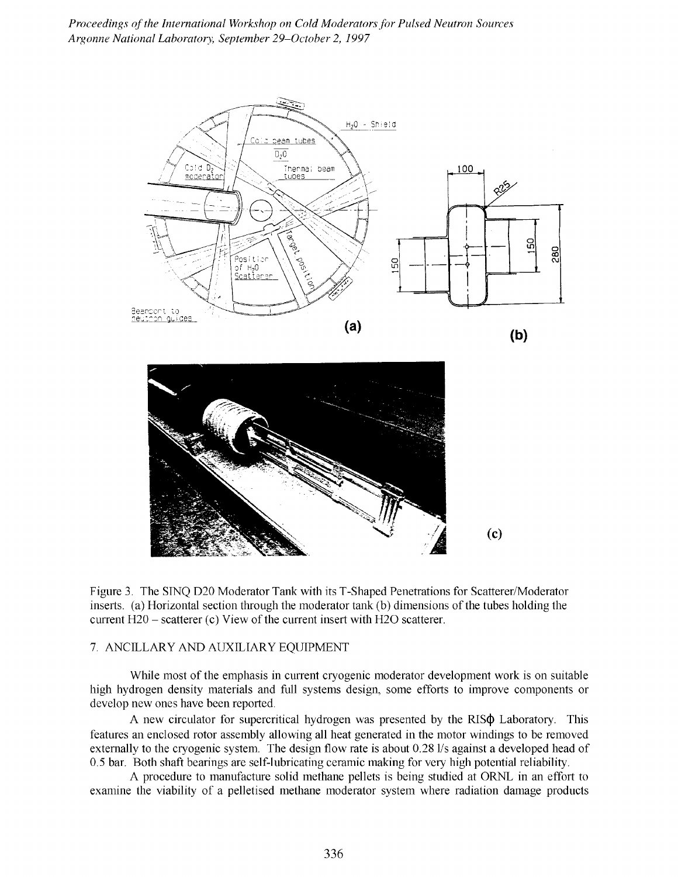Figure 3. The SINQ D20 Moderator Tank with its T-Shaped Penetrations for Scatterer/Moderator inserts. (a) Horizontal section through the moderator tank (b) dimensions of the tubes holding the current H2O – scatterer (c) View of the current insert with H2O scatterer.

## 7. ANCILLARY AND AUXILIARY EQUIPMENT

While most of the emphasis in current cryogenic moderator development work is on suitable high hydrogen density materials and full systems design, some efforts to improve components or develop new ones have been reported.

A new circulator for supercritical hydrogen was presented by the RISϕ Laboratory. This features an enclosed rotor assembly allowing all heat generated in the motor windings to be removed externally to the cryogenic system. The design flow rate is about 0.28 l/s against a developed head of 0.5 bar. Both shaft bearings are self-lubricating ceramic making for very high potential reliability.

A procedure to manufacture solid methane pellets is being studied at ORNL in an effort to examine the viability of a pelletised methane moderator system where radiation damage products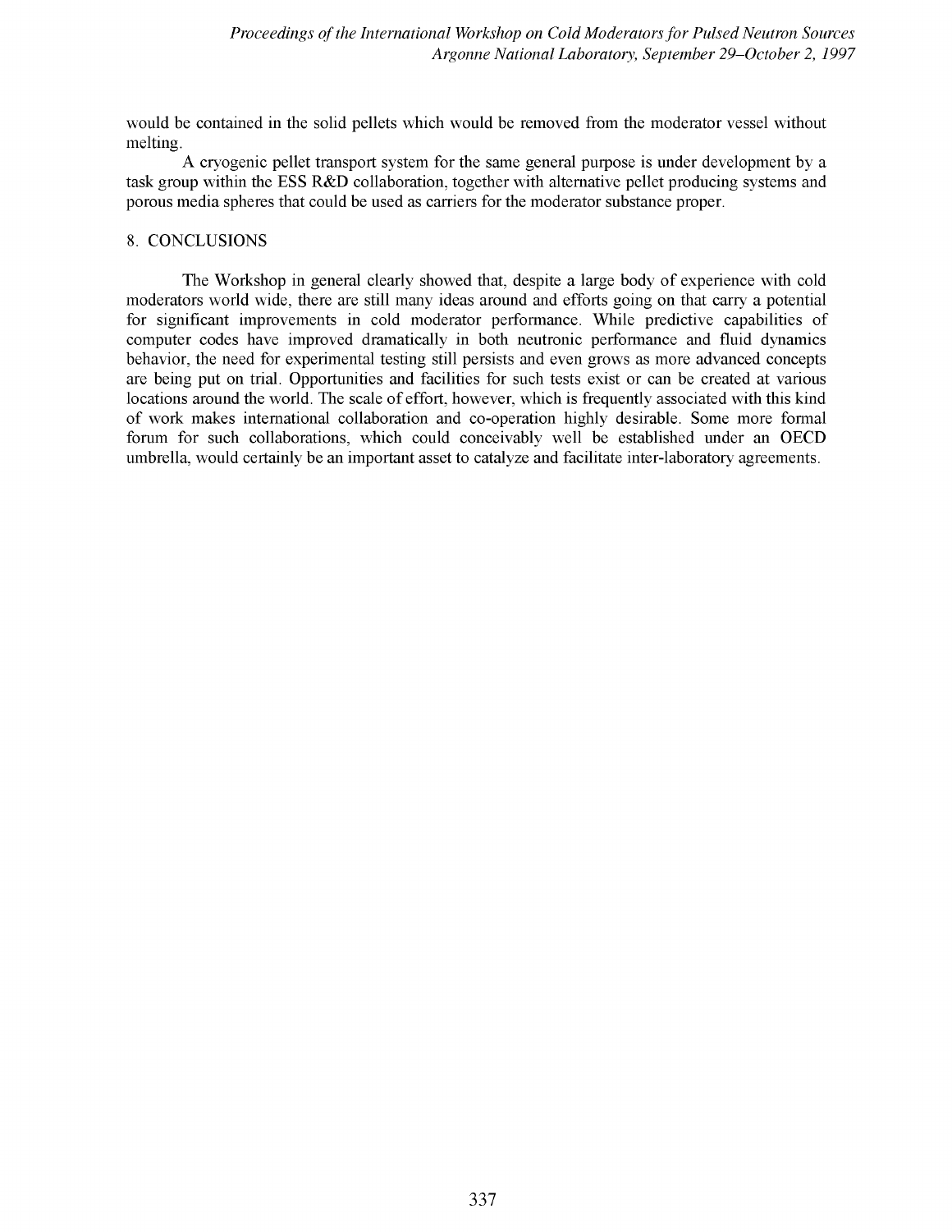would be contained in the solid pellets which would be removed from the moderator vessel without melting.

A cryogenic pellet transport system for the same general purpose is under development by a task group within the ESS R&D collaboration, together with alternative pellet producing systems and porous media spheres that could be used as carriers for the moderator substance proper.

## 8. CONCLUSIONS

The Workshop in general clearly showed that, despite a large body of experience with cold moderators world wide, there are still many ideas around and efforts going on that carry a potential for significant improvements in cold moderator performance. While predictive capabilities of computer codes have improved dramatically in both neutronic performance and fluid dynamics behavior, the need for experimental testing still persists and even grows as more advanced concepts are being put on trial. Opportunities and facilities for such tests exist or can be created at various locations around the world. The scale of effort, however, which is frequently associated with this kind of work makes international collaboration and co-operation highly desirable. Some more formal forum for such collaborations, which could conceivably well be established under an OECD umbrella, would certainly be an important asset to catalyze and facilitate inter-laboratory agreements.